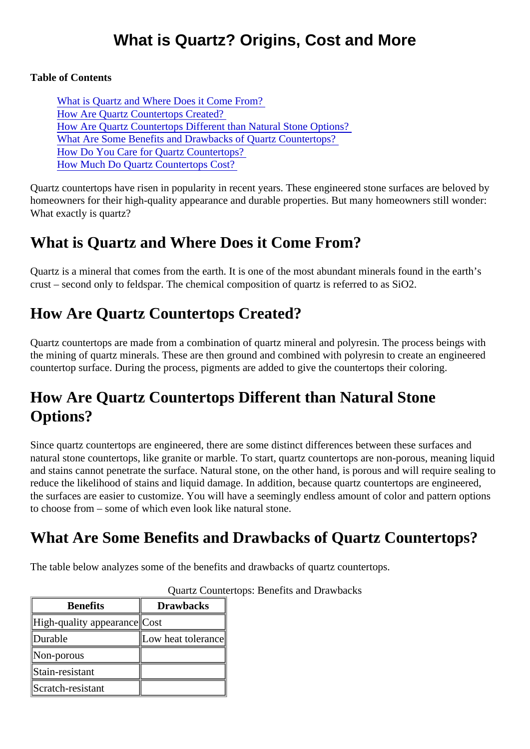# What is Quartz? Origins, Cost and More

**Table of Contents**

- What is Quartz and Where Does it Come From?
- How Are Quartz Countertops Created?
- How Are Quartz Countertops Different than Natural Stone Options?
- What Are Some Benefits and Drawbacks of Quartz Countertops?
- How Do You Care for Quartz Countertops?
- How Much Do Quartz Countertops Cost?

Quartz countertops have risen in popularity in recent years. These engineered stone surfaces are beloved by homeowners for their high-quality appearance and durable properties. But many homeowners still wonder: What exactly is quartz?

## What is Quartz and Where Does it Come From?

Quartz is a mineral that comes from the earth. It is one of the most abundant minerals found in the earth's crust – second only to feldspar. The chemical composition of quartz is referred to as $SiO_2$.

## How Are Quartz Countertops Created?

Quartz countertops are made from a combination of quartz mineral and polyresin. The process beings with the mining of quartz minerals. These are then ground and combined with polyresin to create an engineered countertop surface. During the process, pigments are added to give the countertops their coloring.

## How Are Quartz Countertops Different than Natural Stone Options?

Since quartz countertops are engineered, there are some distinct differences between these surfaces and natural stone countertops, like granite or marble. To start, quartz countertops are non-porous, meaning liquid and stains cannot penetrate the surface. Natural stone, on the other hand, is porous and will require sealing to reduce the likelihood of stains and liquid damage. In addition, because quartz countertops are engineered, the surfaces are easier to customize. You will have a seemingly endless amount of color and pattern options to choose from – some of which even look like natural stone.

## What Are Some Benefits and Drawbacks of Quartz Countertops?

The table below analyzes some of the benefits and drawbacks of quartz countertops.

Quartz Countertops: Benefits and Drawbacks

| Benefits | Drawbacks |
|---|---|
| High-quality appearance | Cost |
| Durable | Low heat tolerance |
| Non-porous | |
| Stain-resistant | |
| Scratch-resistant | |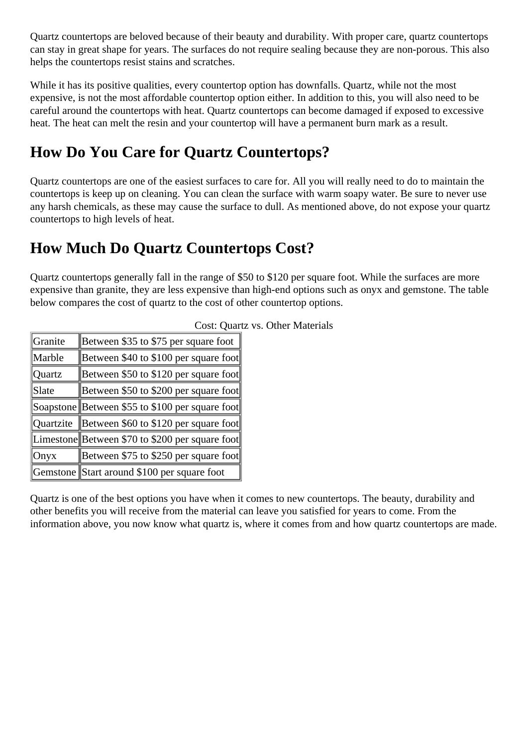Quartz countertops are beloved because of their beauty and durability. With proper care, quartz countertops can stay in great shape for years. The surfaces do not require sealing because they are non-porous. This also helps the countertops resist stains and scratches.

While it has its positive qualities, every countertop option has downfalls. Quartz, while not the most expensive, is not the most affordable countertop option either. In addition to this, you will also need to be careful around the countertops with heat. Quartz countertops can become damaged if exposed to excessive heat. The heat can melt the resin and your countertop will have a permanent burn mark as a result.

## How Do You Care for Quartz Countertops?

Quartz countertops are one of the easiest surfaces to care for. All you will really need to do to maintain the countertops is keep up on cleaning. You can clean the surface with warm soapy water. Be sure to never use any harsh chemicals, as these may cause the surface to dull. As mentioned above, do not expose your quartz countertops to high levels of heat.

## How Much Do Quartz Countertops Cost?

Quartz countertops generally fall in the range of $50 to $120 per square foot. While the surfaces are more expensive than granite, they are less expensive than high-end options such as onyx and gemstone. The table below compares the cost of quartz to the cost of other countertop options.

Cost: Quartz vs. Other Materials

| | |
|---|---|
| Granite | Between $35 to $75 per square foot |
| Marble | Between $40 to $100 per square foot |
| Quartz | Between $50 to $120 per square foot |
| Slate | Between $50 to $200 per square foot |
| Soapstone | Between $55 to $100 per square foot |
| Quartzite | Between $60 to $120 per square foot |
| Limestone | Between $70 to $200 per square foot |
| Onyx | Between $75 to $250 per square foot |
| Gemstone | Start around $100 per square foot |

Quartz is one of the best options you have when it comes to new countertops. The beauty, durability and other benefits you will receive from the material can leave you satisfied for years to come. From the information above, you now know what quartz is, where it comes from and how quartz countertops are made.